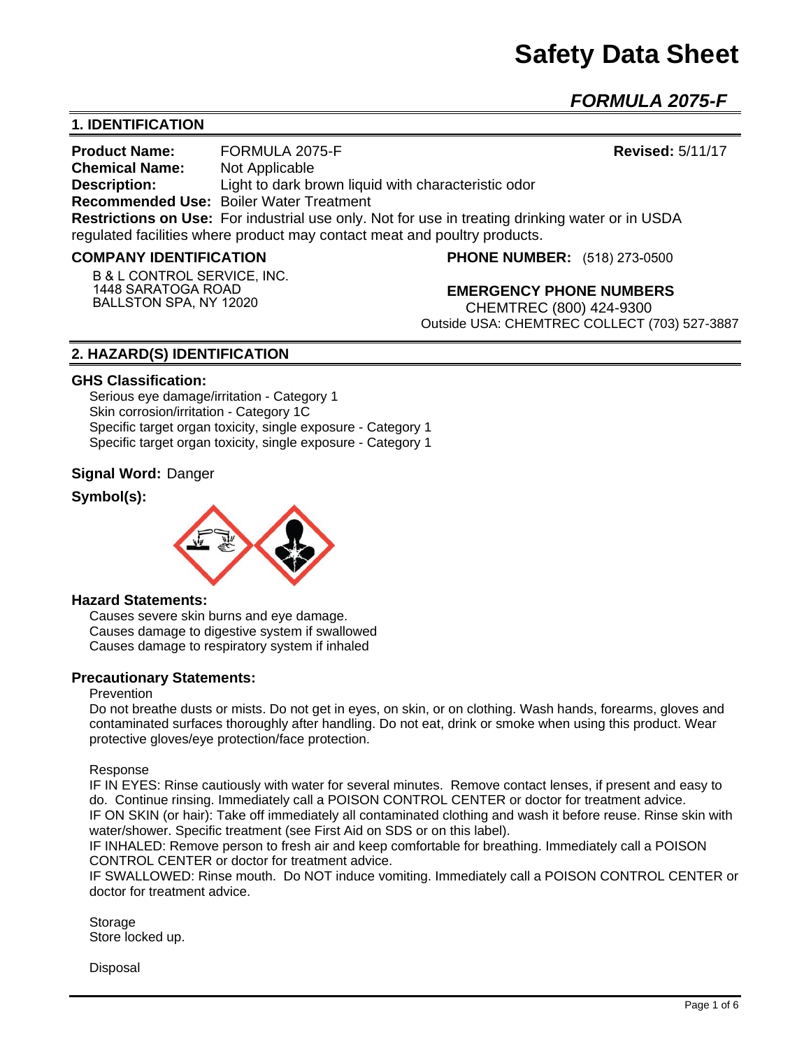# Safety Data Sheet

## *FORMULA 2075-F*

## 1. IDENTIFICATION

**Product Name:** FORMULA 2075-F **Revised:** 5/11/17
**Chemical Name:** Not Applicable
**Description:** Light to dark brown liquid with characteristic odor
**Recommended Use:** Boiler Water Treatment
**Restrictions on Use:** For industrial use only. Not for use in treating drinking water or in USDA regulated facilities where product may contact meat and poultry products.

**COMPANY IDENTIFICATION**

B & L CONTROL SERVICE, INC.
1448 SARATOGA ROAD
BALLSTON SPA, NY 12020

**PHONE NUMBER:** (518) 273-0500

**EMERGENCY PHONE NUMBERS**
CHEMTREC (800) 424-9300
Outside USA: CHEMTREC COLLECT (703) 527-3887

## 2. HAZARD(S) IDENTIFICATION

**GHS Classification:**

Serious eye damage/irritation - Category 1
Skin corrosion/irritation - Category 1C
Specific target organ toxicity, single exposure - Category 1
Specific target organ toxicity, single exposure - Category 1

**Signal Word:** Danger

**Symbol(s):**

**Hazard Statements:**

Causes severe skin burns and eye damage.
Causes damage to digestive system if swallowed
Causes damage to respiratory system if inhaled

**Precautionary Statements:**

Prevention

Do not breathe dusts or mists. Do not get in eyes, on skin, or on clothing. Wash hands, forearms, gloves and contaminated surfaces thoroughly after handling. Do not eat, drink or smoke when using this product. Wear protective gloves/eye protection/face protection.

Response

IF IN EYES: Rinse cautiously with water for several minutes. Remove contact lenses, if present and easy to do. Continue rinsing. Immediately call a POISON CONTROL CENTER or doctor for treatment advice.
IF ON SKIN (or hair): Take off immediately all contaminated clothing and wash it before reuse. Rinse skin with water/shower. Specific treatment (see First Aid on SDS or on this label).
IF INHALED: Remove person to fresh air and keep comfortable for breathing. Immediately call a POISON CONTROL CENTER or doctor for treatment advice.
IF SWALLOWED: Rinse mouth. Do NOT induce vomiting. Immediately call a POISON CONTROL CENTER or doctor for treatment advice.

Storage
Store locked up.

Disposal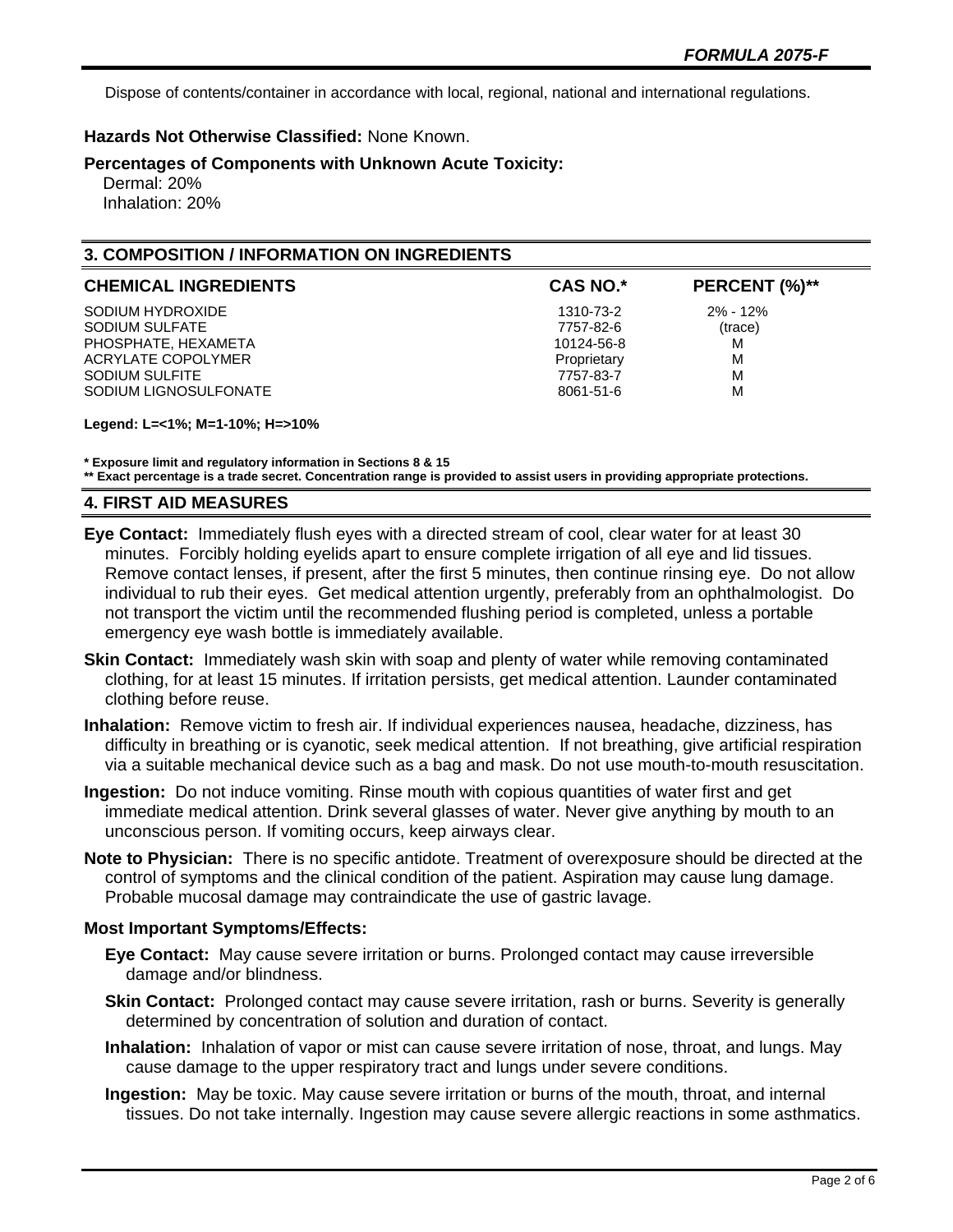Dispose of contents/container in accordance with local, regional, national and international regulations.

**Hazards Not Otherwise Classified:** None Known.

**Percentages of Components with Unknown Acute Toxicity:**

Dermal: 20%
Inhalation: 20%

## 3. COMPOSITION / INFORMATION ON INGREDIENTS

| CHEMICAL INGREDIENTS | CAS NO.* | PERCENT (%)** |
|---|---|---|
| SODIUM HYDROXIDE | 1310-73-2 | 2% - 12% |
| SODIUM SULFATE | 7757-82-6 | (trace) |
| PHOSPHATE, HEXAMETA | 10124-56-8 | M |
| ACRYLATE COPOLYMER | Proprietary | M |
| SODIUM SULFITE | 7757-83-7 | M |
| SODIUM LIGNOSULFONATE | 8061-51-6 | M |

**Legend: L=<1%; M=1-10%; H=>10%**

**\* Exposure limit and regulatory information in Sections 8 & 15**
**\*\* Exact percentage is a trade secret. Concentration range is provided to assist users in providing appropriate protections.**

## 4. FIRST AID MEASURES

**Eye Contact:** Immediately flush eyes with a directed stream of cool, clear water for at least 30 minutes. Forcibly holding eyelids apart to ensure complete irrigation of all eye and lid tissues. Remove contact lenses, if present, after the first 5 minutes, then continue rinsing eye. Do not allow individual to rub their eyes. Get medical attention urgently, preferably from an ophthalmologist. Do not transport the victim until the recommended flushing period is completed, unless a portable emergency eye wash bottle is immediately available.

**Skin Contact:** Immediately wash skin with soap and plenty of water while removing contaminated clothing, for at least 15 minutes. If irritation persists, get medical attention. Launder contaminated clothing before reuse.

**Inhalation:** Remove victim to fresh air. If individual experiences nausea, headache, dizziness, has difficulty in breathing or is cyanotic, seek medical attention. If not breathing, give artificial respiration via a suitable mechanical device such as a bag and mask. Do not use mouth-to-mouth resuscitation.

**Ingestion:** Do not induce vomiting. Rinse mouth with copious quantities of water first and get immediate medical attention. Drink several glasses of water. Never give anything by mouth to an unconscious person. If vomiting occurs, keep airways clear.

**Note to Physician:** There is no specific antidote. Treatment of overexposure should be directed at the control of symptoms and the clinical condition of the patient. Aspiration may cause lung damage. Probable mucosal damage may contraindicate the use of gastric lavage.

**Most Important Symptoms/Effects:**

**Eye Contact:** May cause severe irritation or burns. Prolonged contact may cause irreversible damage and/or blindness.

**Skin Contact:** Prolonged contact may cause severe irritation, rash or burns. Severity is generally determined by concentration of solution and duration of contact.

**Inhalation:** Inhalation of vapor or mist can cause severe irritation of nose, throat, and lungs. May cause damage to the upper respiratory tract and lungs under severe conditions.

**Ingestion:** May be toxic. May cause severe irritation or burns of the mouth, throat, and internal tissues. Do not take internally. Ingestion may cause severe allergic reactions in some asthmatics.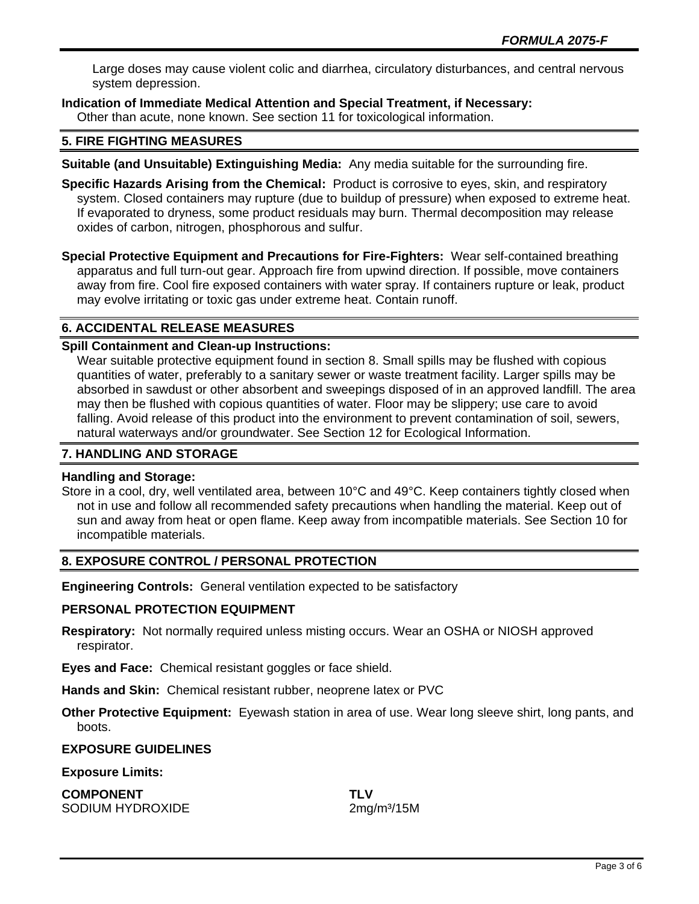Large doses may cause violent colic and diarrhea, circulatory disturbances, and central nervous system depression.

**Indication of Immediate Medical Attention and Special Treatment, if Necessary:**
Other than acute, none known. See section 11 for toxicological information.

## 5. FIRE FIGHTING MEASURES

**Suitable (and Unsuitable) Extinguishing Media:** Any media suitable for the surrounding fire.

**Specific Hazards Arising from the Chemical:** Product is corrosive to eyes, skin, and respiratory system. Closed containers may rupture (due to buildup of pressure) when exposed to extreme heat. If evaporated to dryness, some product residuals may burn. Thermal decomposition may release oxides of carbon, nitrogen, phosphorous and sulfur.

**Special Protective Equipment and Precautions for Fire-Fighters:** Wear self-contained breathing apparatus and full turn-out gear. Approach fire from upwind direction. If possible, move containers away from fire. Cool fire exposed containers with water spray. If containers rupture or leak, product may evolve irritating or toxic gas under extreme heat. Contain runoff.

## 6. ACCIDENTAL RELEASE MEASURES

**Spill Containment and Clean-up Instructions:**
Wear suitable protective equipment found in section 8. Small spills may be flushed with copious quantities of water, preferably to a sanitary sewer or waste treatment facility. Larger spills may be absorbed in sawdust or other absorbent and sweepings disposed of in an approved landfill. The area may then be flushed with copious quantities of water. Floor may be slippery; use care to avoid falling. Avoid release of this product into the environment to prevent contamination of soil, sewers, natural waterways and/or groundwater. See Section 12 for Ecological Information.

## 7. HANDLING AND STORAGE

**Handling and Storage:**
Store in a cool, dry, well ventilated area, between 10°C and 49°C. Keep containers tightly closed when not in use and follow all recommended safety precautions when handling the material. Keep out of sun and away from heat or open flame. Keep away from incompatible materials. See Section 10 for incompatible materials.

## 8. EXPOSURE CONTROL / PERSONAL PROTECTION

**Engineering Controls:** General ventilation expected to be satisfactory

**PERSONAL PROTECTION EQUIPMENT**

**Respiratory:** Not normally required unless misting occurs. Wear an OSHA or NIOSH approved respirator.

**Eyes and Face:** Chemical resistant goggles or face shield.

**Hands and Skin:** Chemical resistant rubber, neoprene latex or PVC

**Other Protective Equipment:** Eyewash station in area of use. Wear long sleeve shirt, long pants, and boots.

**EXPOSURE GUIDELINES**

**Exposure Limits:**

| COMPONENT | TLV |
|---|---|
| SODIUM HYDROXIDE | 2mg/m³/15M |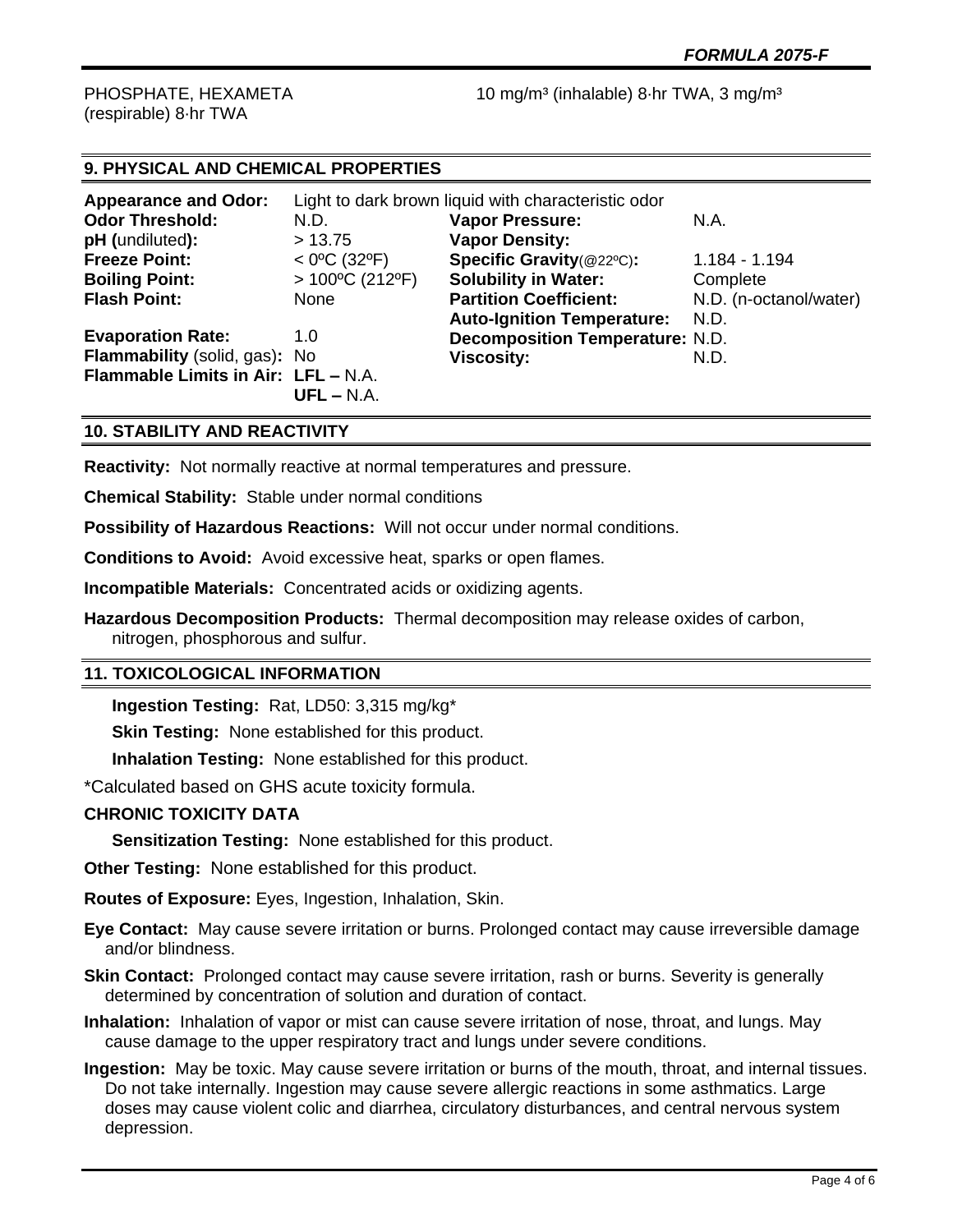PHOSPHATE, HEXAMETA (respirable) 8·hr TWA | 10 mg/m³ (inhalable) 8·hr TWA, 3 mg/m³

## 9. PHYSICAL AND CHEMICAL PROPERTIES

**Appearance and Odor:** Light to dark brown liquid with characteristic odor

| | | | |
|---|---|---|---|
| **Odor Threshold:** | N.D. | **Vapor Pressure:** | N.A. |
| **pH (**undiluted**):** | > 13.75 | **Vapor Density:** | |
| **Freeze Point:** | < 0ºC (32ºF) | **Specific Gravity**(@22ºC)**:** | 1.184 - 1.194 |
| **Boiling Point:** | > 100ºC (212ºF) | **Solubility in Water:** | Complete |
| **Flash Point:** | None | **Partition Coefficient:** | N.D. (n-octanol/water) |
| | | **Auto-Ignition Temperature:** | N.D. |
| **Evaporation Rate:** | 1.0 | **Decomposition Temperature:** | N.D. |
| **Flammability** (solid, gas)**:** | No | **Viscosity:** | N.D. |
| **Flammable Limits in Air:** | **LFL –** N.A. **UFL –** N.A. | | |

## 10. STABILITY AND REACTIVITY

**Reactivity:** Not normally reactive at normal temperatures and pressure.

**Chemical Stability:** Stable under normal conditions

**Possibility of Hazardous Reactions:** Will not occur under normal conditions.

**Conditions to Avoid:** Avoid excessive heat, sparks or open flames.

**Incompatible Materials:** Concentrated acids or oxidizing agents.

**Hazardous Decomposition Products:** Thermal decomposition may release oxides of carbon, nitrogen, phosphorous and sulfur.

## 11. TOXICOLOGICAL INFORMATION

**Ingestion Testing:** Rat, LD50: 3,315 mg/kg*

**Skin Testing:** None established for this product.

**Inhalation Testing:** None established for this product.

*Calculated based on GHS acute toxicity formula.

**CHRONIC TOXICITY DATA**

**Sensitization Testing:** None established for this product.

**Other Testing:** None established for this product.

**Routes of Exposure:** Eyes, Ingestion, Inhalation, Skin.

**Eye Contact:** May cause severe irritation or burns. Prolonged contact may cause irreversible damage and/or blindness.

**Skin Contact:** Prolonged contact may cause severe irritation, rash or burns. Severity is generally determined by concentration of solution and duration of contact.

**Inhalation:** Inhalation of vapor or mist can cause severe irritation of nose, throat, and lungs. May cause damage to the upper respiratory tract and lungs under severe conditions.

**Ingestion:** May be toxic. May cause severe irritation or burns of the mouth, throat, and internal tissues. Do not take internally. Ingestion may cause severe allergic reactions in some asthmatics. Large doses may cause violent colic and diarrhea, circulatory disturbances, and central nervous system depression.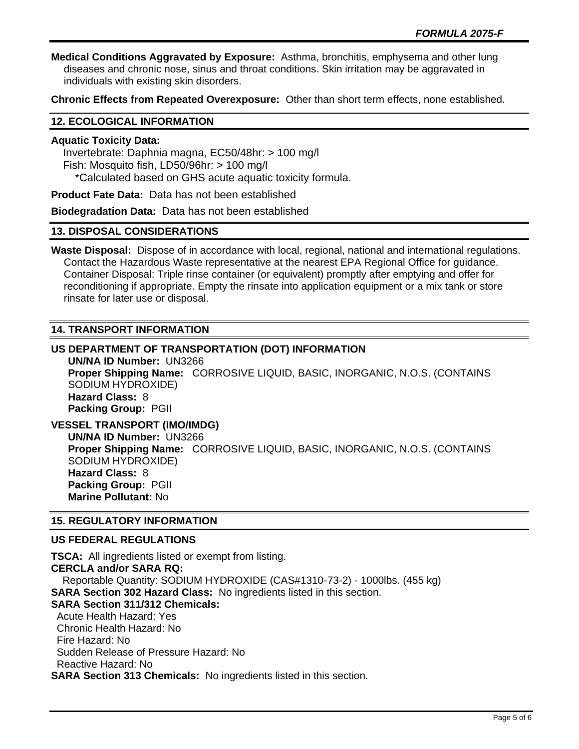**Medical Conditions Aggravated by Exposure:** Asthma, bronchitis, emphysema and other lung diseases and chronic nose, sinus and throat conditions. Skin irritation may be aggravated in individuals with existing skin disorders.

**Chronic Effects from Repeated Overexposure:** Other than short term effects, none established.

## 12. ECOLOGICAL INFORMATION

**Aquatic Toxicity Data:**

Invertebrate: Daphnia magna, EC50/48hr: > 100 mg/l
Fish: Mosquito fish, LD50/96hr: > 100 mg/l
*Calculated based on GHS acute aquatic toxicity formula.

**Product Fate Data:** Data has not been established

**Biodegradation Data:** Data has not been established

## 13. DISPOSAL CONSIDERATIONS

**Waste Disposal:** Dispose of in accordance with local, regional, national and international regulations. Contact the Hazardous Waste representative at the nearest EPA Regional Office for guidance. Container Disposal: Triple rinse container (or equivalent) promptly after emptying and offer for reconditioning if appropriate. Empty the rinsate into application equipment or a mix tank or store rinsate for later use or disposal.

## 14. TRANSPORT INFORMATION

### US DEPARTMENT OF TRANSPORTATION (DOT) INFORMATION

**UN/NA ID Number:** UN3266
**Proper Shipping Name:** CORROSIVE LIQUID, BASIC, INORGANIC, N.O.S. (CONTAINS SODIUM HYDROXIDE)
**Hazard Class:** 8
**Packing Group:** PGII

### VESSEL TRANSPORT (IMO/IMDG)

**UN/NA ID Number:** UN3266
**Proper Shipping Name:** CORROSIVE LIQUID, BASIC, INORGANIC, N.O.S. (CONTAINS SODIUM HYDROXIDE)
**Hazard Class:** 8
**Packing Group:** PGII
**Marine Pollutant:** No

## 15. REGULATORY INFORMATION

### US FEDERAL REGULATIONS

**TSCA:** All ingredients listed or exempt from listing.
**CERCLA and/or SARA RQ:**
Reportable Quantity: SODIUM HYDROXIDE (CAS#1310-73-2) - 1000lbs. (455 kg)
**SARA Section 302 Hazard Class:** No ingredients listed in this section.
**SARA Section 311/312 Chemicals:**
Acute Health Hazard: Yes
Chronic Health Hazard: No
Fire Hazard: No
Sudden Release of Pressure Hazard: No
Reactive Hazard: No
**SARA Section 313 Chemicals:** No ingredients listed in this section.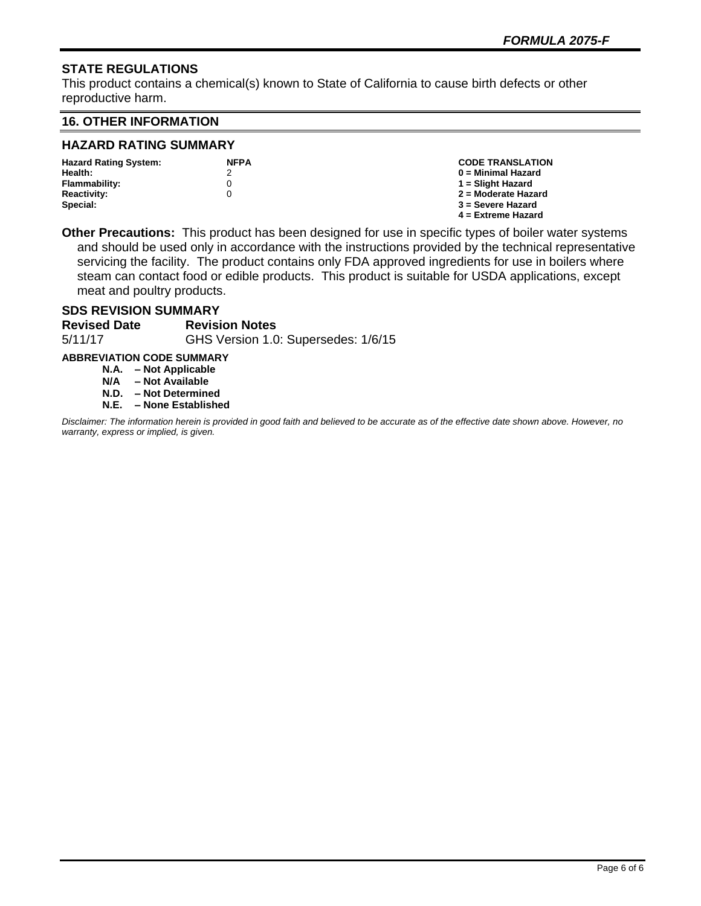## STATE REGULATIONS

This product contains a chemical(s) known to State of California to cause birth defects or other reproductive harm.

## 16. OTHER INFORMATION

### HAZARD RATING SUMMARY

| **Hazard Rating System:** | **NFPA** | **CODE TRANSLATION** |
|---|---|---|
| **Health:** | 2 | **0 = Minimal Hazard** |
| **Flammability:** | 0 | **1 = Slight Hazard** |
| **Reactivity:** | 0 | **2 = Moderate Hazard** |
| **Special:** | | **3 = Severe Hazard** |
| | | **4 = Extreme Hazard** |

**Other Precautions:** This product has been designed for use in specific types of boiler water systems and should be used only in accordance with the instructions provided by the technical representative servicing the facility. The product contains only FDA approved ingredients for use in boilers where steam can contact food or edible products. This product is suitable for USDA applications, except meat and poultry products.

### SDS REVISION SUMMARY

| **Revised Date** | **Revision Notes** |
|---|---|
| 5/11/17 | GHS Version 1.0: Supersedes: 1/6/15 |

**ABBREVIATION CODE SUMMARY**

- **N.A. – Not Applicable**
- **N/A – Not Available**
- **N.D. – Not Determined**
- **N.E. – None Established**

*Disclaimer: The information herein is provided in good faith and believed to be accurate as of the effective date shown above. However, no warranty, express or implied, is given.*